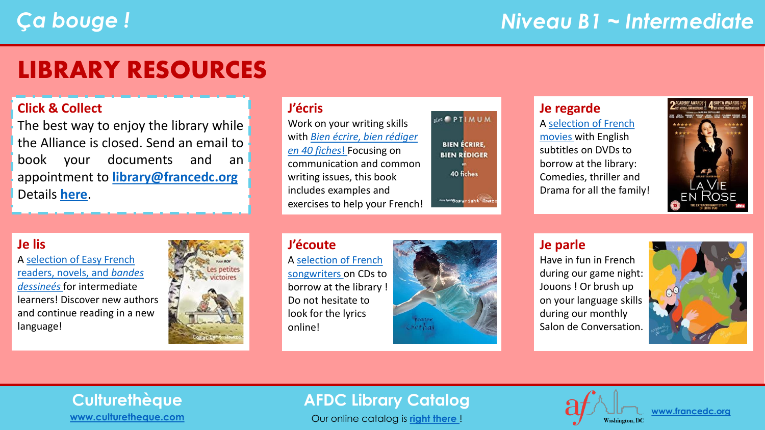# Ça bouge !

## Niveau B1 ~ Intermediate

# LIBRARY RESOURCES

### Click & Collect

The best way to enjoy the library while the Alliance is closed. Send an email to book your documents and an appointment to **library@francedc.org**
Details **here**.

### J'écris

Work on your writing skills with *Bien écrire, bien rédiger en 40 fiches!* Focusing on communication and common writing issues, this book includes examples and exercises to help your French!

### Je regarde

A selection of French movies with English subtitles on DVDs to borrow at the library: Comedies, thriller and Drama for all the family!

### Je lis

A selection of Easy French readers, novels, and *bandes dessineés* for intermediate learners! Discover new authors and continue reading in a new language!

### J'écoute

A selection of French songwriters on CDs to borrow at the library ! Do not hesitate to look for the lyrics online!

### Je parle

Have in fun in French during our game night: Jouons ! Or brush up on your language skills during our monthly Salon de Conversation.

---

**Culturethèque**
www.culturetheque.com

**AFDC Library Catalog**
Our online catalog is right there !

www.francedc.org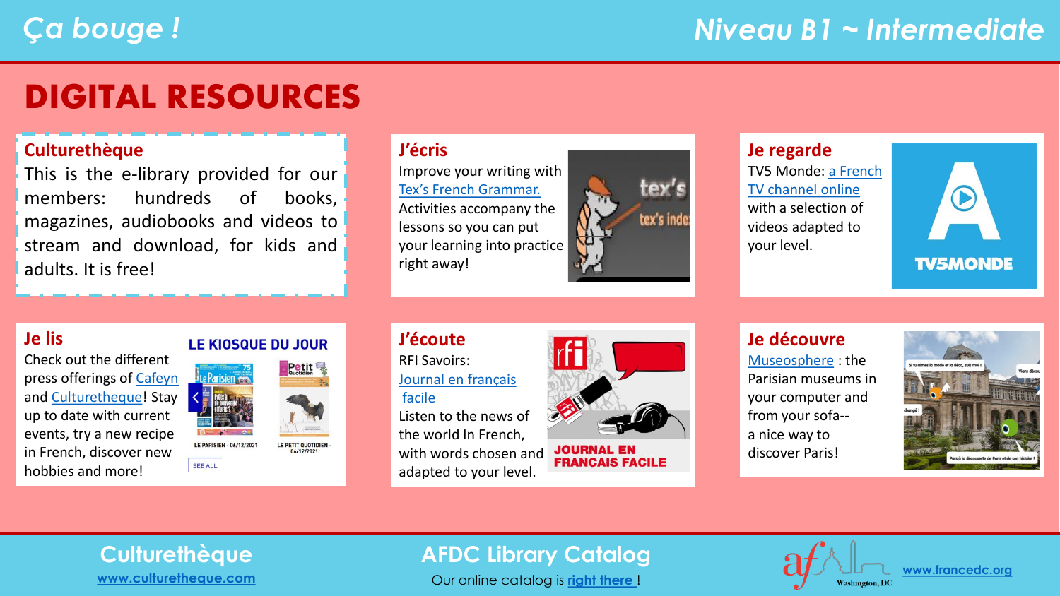# DIGITAL RESOURCES

## Culturethèque

This is the e-library provided for our members: hundreds of books, magazines, audiobooks and videos to stream and download, for kids and adults. It is free!

## J'écris

Improve your writing with Tex's French Grammar. Activities accompany the lessons so you can put your learning into practice right away!

## Je regarde

TV5 Monde: a French TV channel online with a selection of videos adapted to your level.

## Je lis

Check out the different press offerings of Cafeyn and Culturetheque! Stay up to date with current events, try a new recipe in French, discover new hobbies and more!

## J'écoute

RFI Savoirs: Journal en français facile

Listen to the news of the world In French, with words chosen and adapted to your level.

## Je découvre

Museosphere : the Parisian museums in your computer and from your sofa-- a nice way to discover Paris!

**Culturethèque**
www.culturetheque.com

**AFDC Library Catalog**
Our online catalog is right there !

www.francedc.org